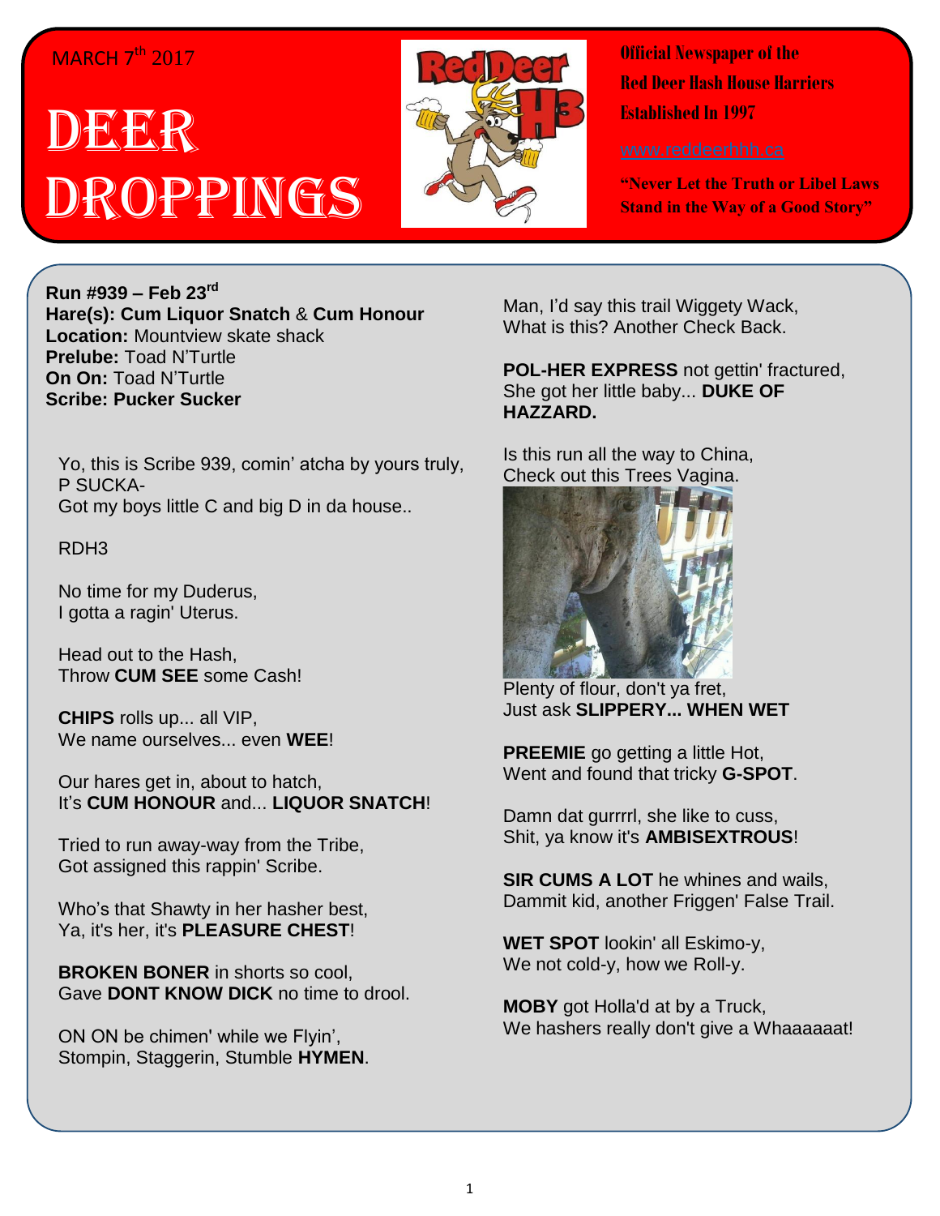MARCH 7th 2017

# DEER DROPPINGS

**Official Newspaper of the Red Deer Hash House Harriers Established In 1997**

www.reddeerhhh.ca

**"Never Let the Truth or Libel Laws Stand in the Way of a Good Story"**

**Run #939 – Feb 23rd**
**Hare(s): Cum Liquor Snatch** & **Cum Honour**
**Location:** Mountview skate shack
**Prelube:** Toad N'Turtle
**On On:** Toad N'Turtle
**Scribe: Pucker Sucker**

Yo, this is Scribe 939, comin' atcha by yours truly, P SUCKA-
Got my boys little C and big D in da house..

RDH3

No time for my Duderus,
I gotta a ragin' Uterus.

Head out to the Hash,
Throw **CUM SEE** some Cash!

**CHIPS** rolls up... all VIP,
We name ourselves... even **WEE**!

Our hares get in, about to hatch,
It's **CUM HONOUR** and... **LIQUOR SNATCH**!

Tried to run away-way from the Tribe,
Got assigned this rappin' Scribe.

Who's that Shawty in her hasher best,
Ya, it's her, it's **PLEASURE CHEST**!

**BROKEN BONER** in shorts so cool,
Gave **DONT KNOW DICK** no time to drool.

ON ON be chimen' while we Flyin',
Stompin, Staggerin, Stumble **HYMEN**.

Man, I'd say this trail Wiggety Wack,
What is this? Another Check Back.

**POL-HER EXPRESS** not gettin' fractured,
She got her little baby... **DUKE OF HAZZARD.**

Is this run all the way to China,
Check out this Trees Vagina.

Plenty of flour, don't ya fret,
Just ask **SLIPPERY... WHEN WET**

**PREEMIE** go getting a little Hot,
Went and found that tricky **G-SPOT**.

Damn dat gurrrrl, she like to cuss,
Shit, ya know it's **AMBISEXTROUS**!

**SIR CUMS A LOT** he whines and wails,
Dammit kid, another Friggen' False Trail.

**WET SPOT** lookin' all Eskimo-y,
We not cold-y, how we Roll-y.

**MOBY** got Holla'd at by a Truck,
We hashers really don't give a Whaaaaaat!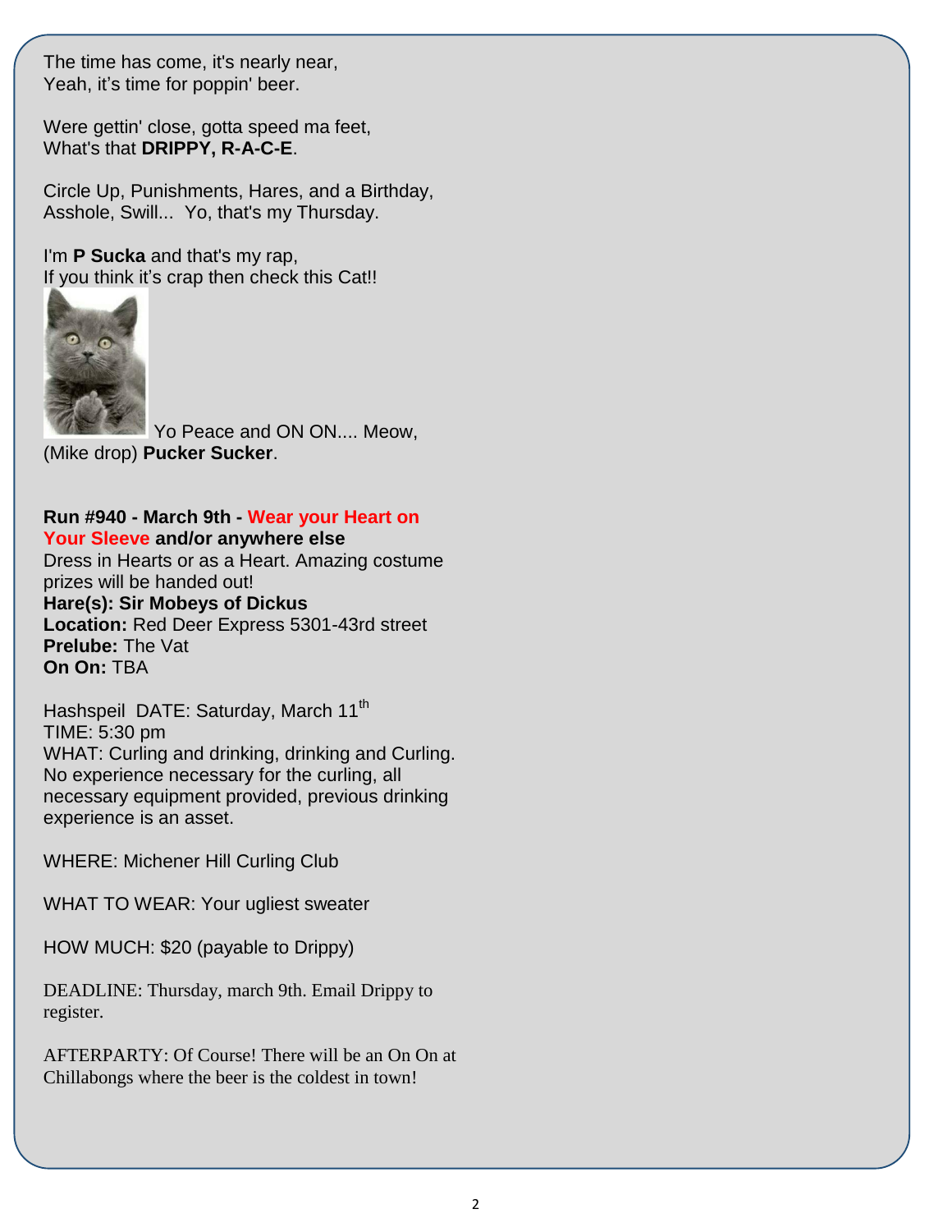The time has come, it's nearly near,
Yeah, it's time for poppin' beer.

Were gettin' close, gotta speed ma feet,
What's that **DRIPPY, R-A-C-E**.

Circle Up, Punishments, Hares, and a Birthday,
Asshole, Swill... Yo, that's my Thursday.

I'm **P Sucka** and that's my rap,
If you think it's crap then check this Cat!!

Yo Peace and ON ON.... Meow,
(Mike drop) **Pucker Sucker**.

**Run #940 - March 9th - Wear your Heart on Your Sleeve and/or anywhere else**
Dress in Hearts or as a Heart. Amazing costume prizes will be handed out!
**Hare(s): Sir Mobeys of Dickus**
**Location:** Red Deer Express 5301-43rd street
**Prelube:** The Vat
**On On:** TBA

Hashspeil DATE: Saturday, March 11th
TIME: 5:30 pm
WHAT: Curling and drinking, drinking and Curling. No experience necessary for the curling, all necessary equipment provided, previous drinking experience is an asset.

WHERE: Michener Hill Curling Club

WHAT TO WEAR: Your ugliest sweater

HOW MUCH: $20 (payable to Drippy)

DEADLINE: Thursday, march 9th. Email Drippy to register.

AFTERPARTY: Of Course! There will be an On On at Chillabongs where the beer is the coldest in town!